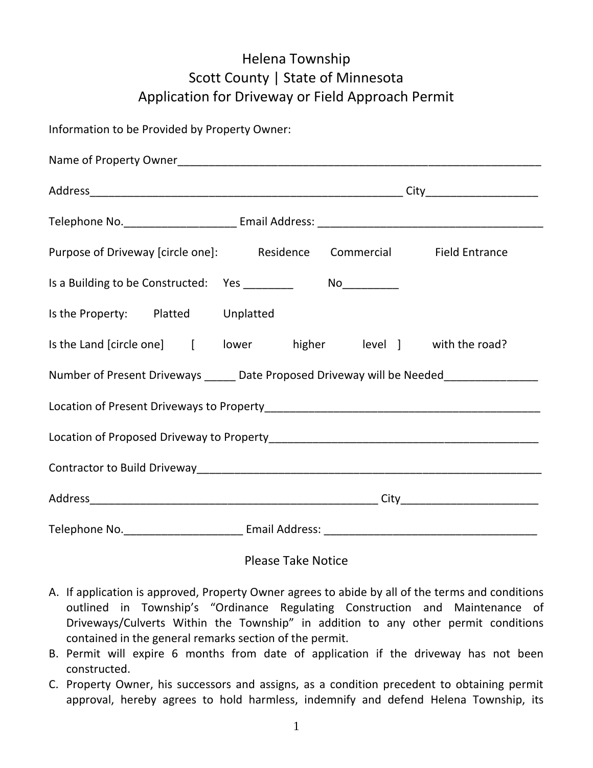# Helena Township
## Scott County | State of Minnesota
## Application for Driveway or Field Approach Permit

Information to be Provided by Property Owner:

Name of Property Owner_______________________________________________________________

Address_____________________________________________________ City__________________

Telephone No.__________________ Email Address: ____________________________________

Purpose of Driveway [circle one]: Residence Commercial Field Entrance

Is a Building to be Constructed: Yes ________ No_________

Is the Property: Platted Unplatted

Is the Land [circle one] [ lower higher level ] with the road?

Number of Present Driveways _____ Date Proposed Driveway will be Needed_______________

Location of Present Driveways to Property______________________________________________

Location of Proposed Driveway to Property_____________________________________________

Contractor to Build Driveway___________________________________________________________

Address_________________________________________________ City______________________

Telephone No.___________________ Email Address: __________________________________

### Please Take Notice

A. If application is approved, Property Owner agrees to abide by all of the terms and conditions outlined in Township's "Ordinance Regulating Construction and Maintenance of Driveways/Culverts Within the Township" in addition to any other permit conditions contained in the general remarks section of the permit.
B. Permit will expire 6 months from date of application if the driveway has not been constructed.
C. Property Owner, his successors and assigns, as a condition precedent to obtaining permit approval, hereby agrees to hold harmless, indemnify and defend Helena Township, its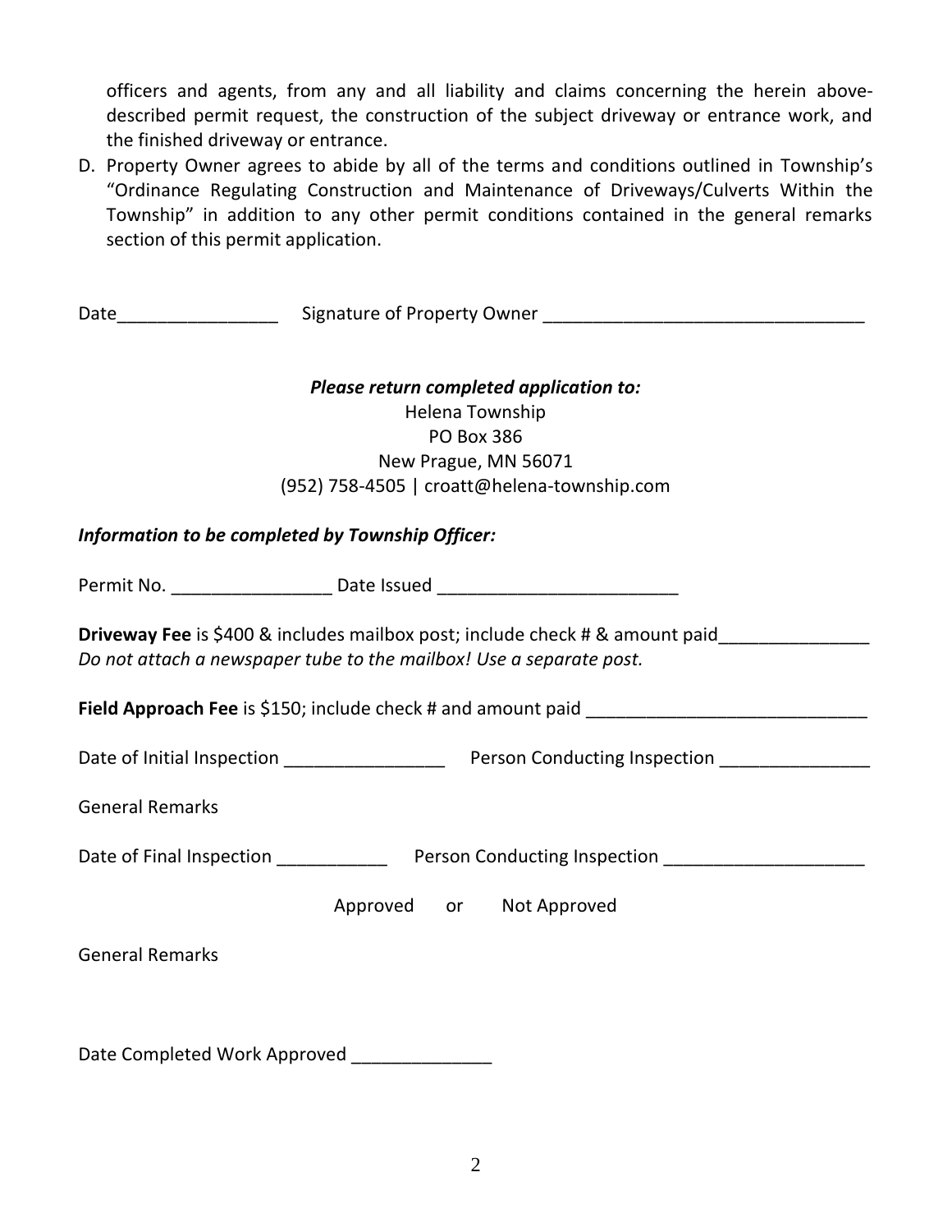officers and agents, from any and all liability and claims concerning the herein above-described permit request, the construction of the subject driveway or entrance work, and the finished driveway or entrance.

D. Property Owner agrees to abide by all of the terms and conditions outlined in Township's "Ordinance Regulating Construction and Maintenance of Driveways/Culverts Within the Township" in addition to any other permit conditions contained in the general remarks section of this permit application.

Date________________ Signature of Property Owner ________________________________

***Please return completed application to:***
Helena Township
PO Box 386
New Prague, MN 56071
(952) 758-4505 | croatt@helena-township.com

***Information to be completed by Township Officer:***

Permit No. ________________ Date Issued ________________________

**Driveway Fee** is $400 & includes mailbox post; include check # & amount paid_______________
*Do not attach a newspaper tube to the mailbox! Use a separate post.*

**Field Approach Fee** is $150; include check # and amount paid ____________________________

Date of Initial Inspection ________________ Person Conducting Inspection _______________

General Remarks

Date of Final Inspection ___________ Person Conducting Inspection ____________________

Approved or Not Approved

General Remarks

Date Completed Work Approved ______________